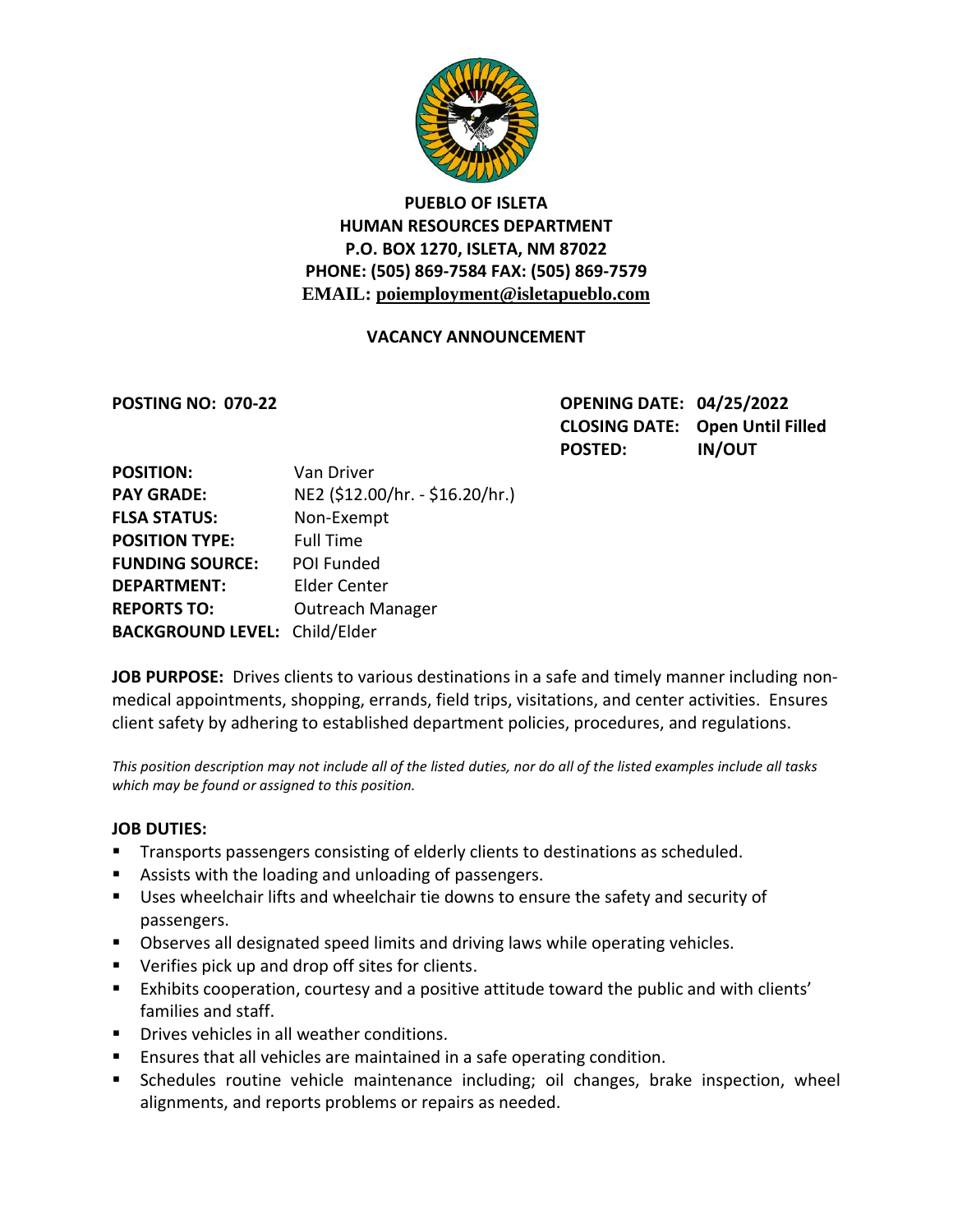**PUEBLO OF ISLETA**
**HUMAN RESOURCES DEPARTMENT**
**P.O. BOX 1270, ISLETA, NM 87022**
**PHONE: (505) 869-7584 FAX: (505) 869-7579**
**EMAIL: poiemployment@isletapueblo.com**

## VACANCY ANNOUNCEMENT

**POSTING NO: 070-22**

**OPENING DATE: 04/25/2022**
**CLOSING DATE: Open Until Filled**
**POSTED: IN/OUT**

**POSITION:** Van Driver
**PAY GRADE:** NE2 ($12.00/hr. - $16.20/hr.)
**FLSA STATUS:** Non-Exempt
**POSITION TYPE:** Full Time
**FUNDING SOURCE:** POI Funded
**DEPARTMENT:** Elder Center
**REPORTS TO:** Outreach Manager
**BACKGROUND LEVEL:** Child/Elder

**JOB PURPOSE:** Drives clients to various destinations in a safe and timely manner including non-medical appointments, shopping, errands, field trips, visitations, and center activities. Ensures client safety by adhering to established department policies, procedures, and regulations.

*This position description may not include all of the listed duties, nor do all of the listed examples include all tasks which may be found or assigned to this position.*

**JOB DUTIES:**

- Transports passengers consisting of elderly clients to destinations as scheduled.
- Assists with the loading and unloading of passengers.
- Uses wheelchair lifts and wheelchair tie downs to ensure the safety and security of passengers.
- Observes all designated speed limits and driving laws while operating vehicles.
- Verifies pick up and drop off sites for clients.
- Exhibits cooperation, courtesy and a positive attitude toward the public and with clients' families and staff.
- Drives vehicles in all weather conditions.
- Ensures that all vehicles are maintained in a safe operating condition.
- Schedules routine vehicle maintenance including; oil changes, brake inspection, wheel alignments, and reports problems or repairs as needed.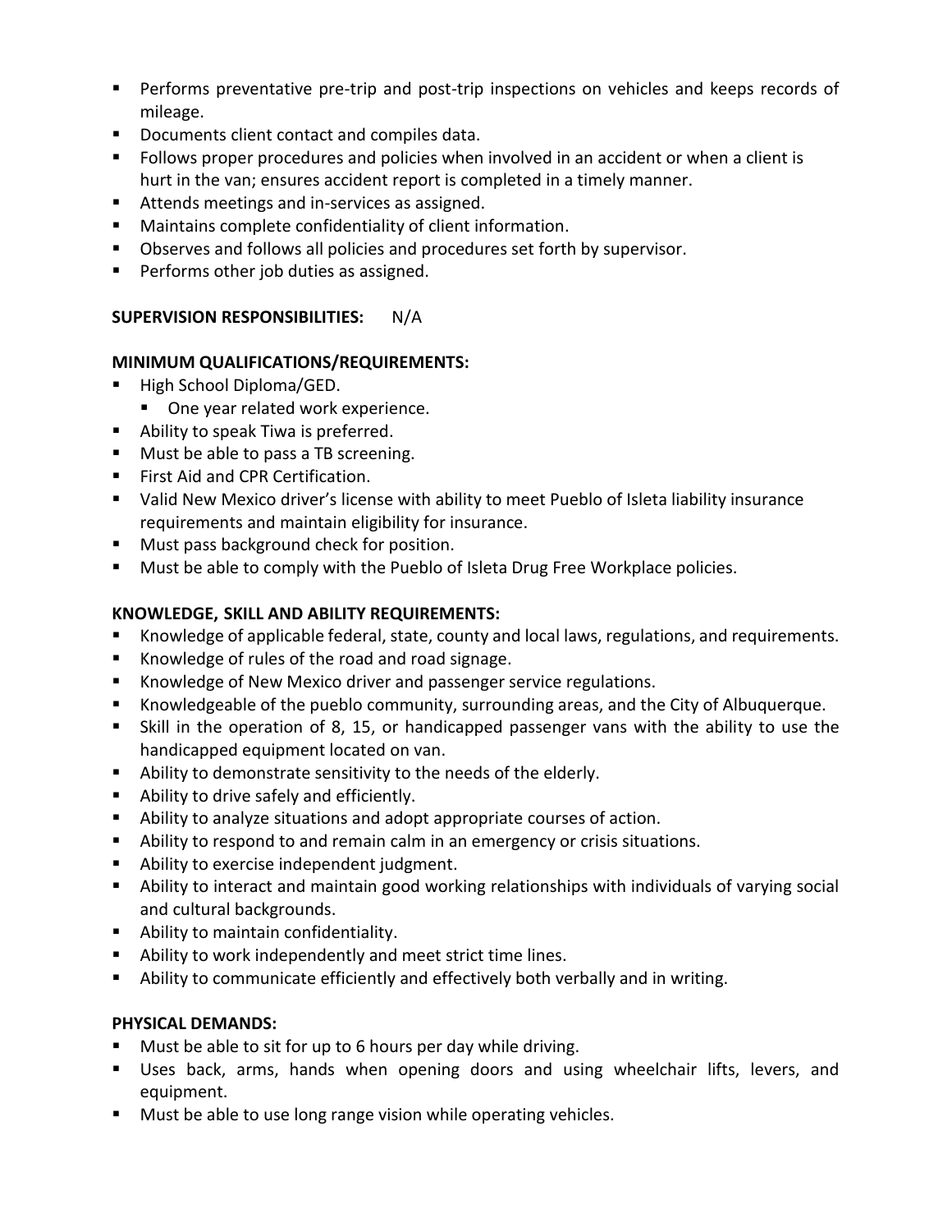- Performs preventative pre-trip and post-trip inspections on vehicles and keeps records of mileage.
- Documents client contact and compiles data.
- Follows proper procedures and policies when involved in an accident or when a client is hurt in the van; ensures accident report is completed in a timely manner.
- Attends meetings and in-services as assigned.
- Maintains complete confidentiality of client information.
- Observes and follows all policies and procedures set forth by supervisor.
- Performs other job duties as assigned.

**SUPERVISION RESPONSIBILITIES:** N/A

**MINIMUM QUALIFICATIONS/REQUIREMENTS:**

- High School Diploma/GED.
  - One year related work experience.
- Ability to speak Tiwa is preferred.
- Must be able to pass a TB screening.
- First Aid and CPR Certification.
- Valid New Mexico driver's license with ability to meet Pueblo of Isleta liability insurance requirements and maintain eligibility for insurance.
- Must pass background check for position.
- Must be able to comply with the Pueblo of Isleta Drug Free Workplace policies.

**KNOWLEDGE, SKILL AND ABILITY REQUIREMENTS:**

- Knowledge of applicable federal, state, county and local laws, regulations, and requirements.
- Knowledge of rules of the road and road signage.
- Knowledge of New Mexico driver and passenger service regulations.
- Knowledgeable of the pueblo community, surrounding areas, and the City of Albuquerque.
- Skill in the operation of 8, 15, or handicapped passenger vans with the ability to use the handicapped equipment located on van.
- Ability to demonstrate sensitivity to the needs of the elderly.
- Ability to drive safely and efficiently.
- Ability to analyze situations and adopt appropriate courses of action.
- Ability to respond to and remain calm in an emergency or crisis situations.
- Ability to exercise independent judgment.
- Ability to interact and maintain good working relationships with individuals of varying social and cultural backgrounds.
- Ability to maintain confidentiality.
- Ability to work independently and meet strict time lines.
- Ability to communicate efficiently and effectively both verbally and in writing.

**PHYSICAL DEMANDS:**

- Must be able to sit for up to 6 hours per day while driving.
- Uses back, arms, hands when opening doors and using wheelchair lifts, levers, and equipment.
- Must be able to use long range vision while operating vehicles.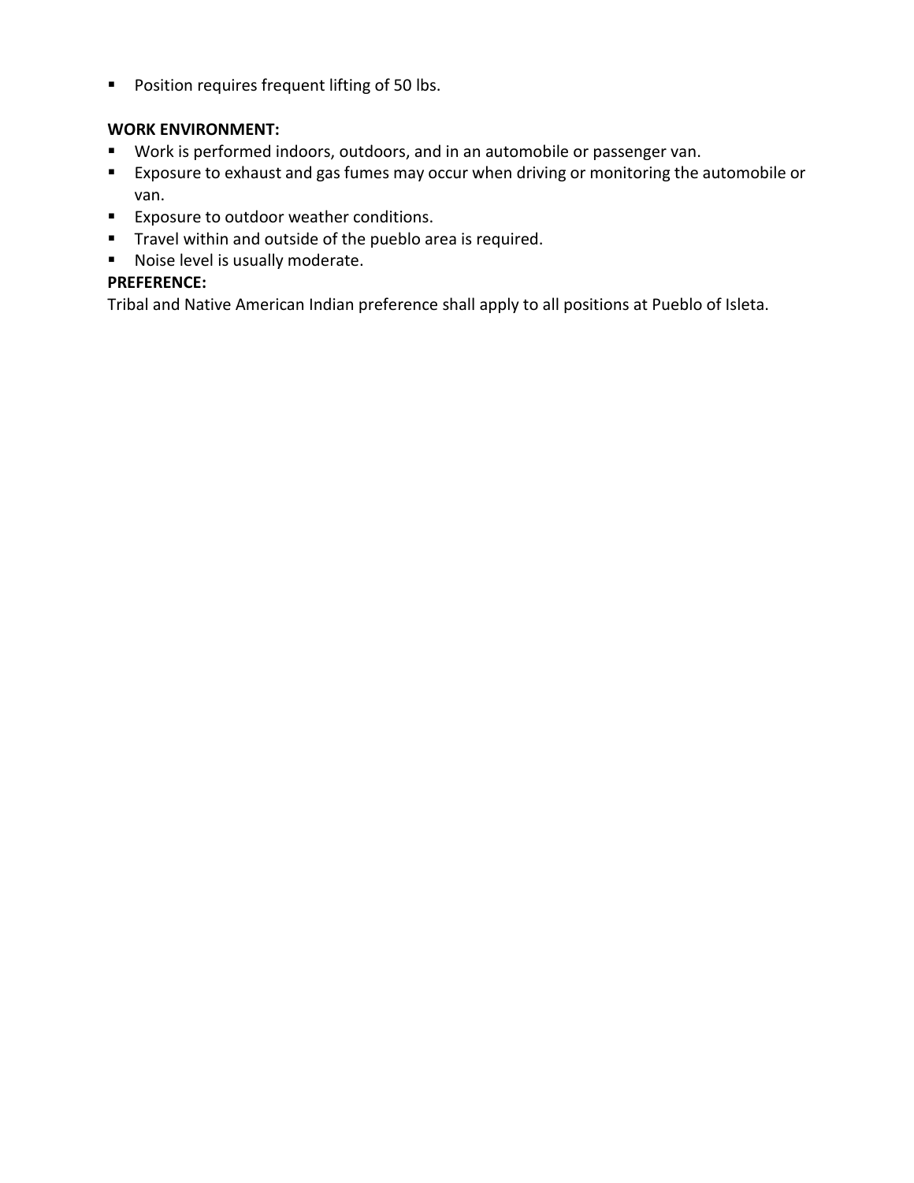- Position requires frequent lifting of 50 lbs.

**WORK ENVIRONMENT:**

- Work is performed indoors, outdoors, and in an automobile or passenger van.
- Exposure to exhaust and gas fumes may occur when driving or monitoring the automobile or van.
- Exposure to outdoor weather conditions.
- Travel within and outside of the pueblo area is required.
- Noise level is usually moderate.

**PREFERENCE:**

Tribal and Native American Indian preference shall apply to all positions at Pueblo of Isleta.